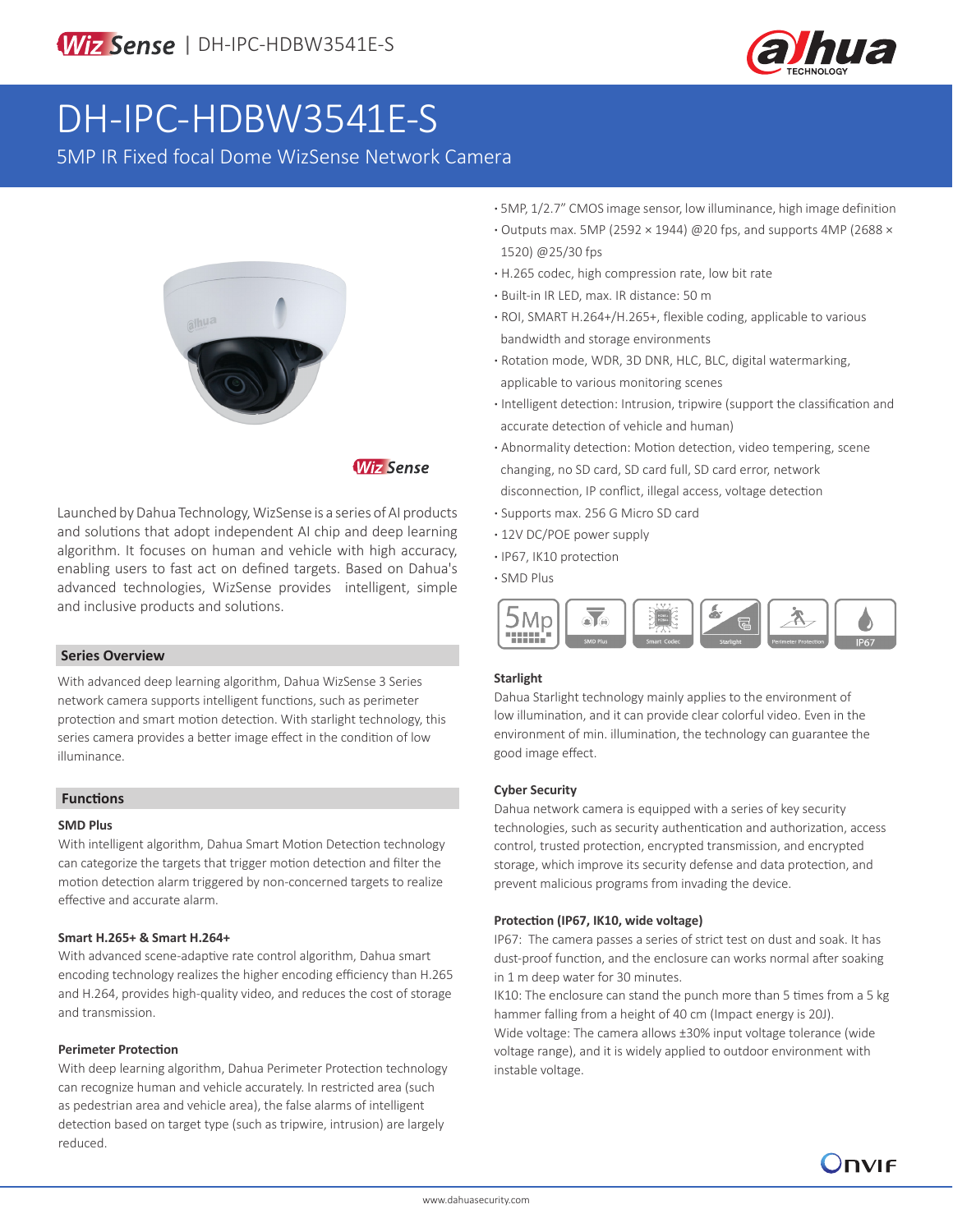# DH-IPC-HDBW3541E-S

5MP IR Fixed focal Dome WizSense Network Camera

- 5MP, 1/2.7" CMOS image sensor, low illuminance, high image definition
- Outputs max. 5MP (2592 × 1944) @20 fps, and supports 4MP (2688 × 1520) @25/30 fps
- H.265 codec, high compression rate, low bit rate
- Built-in IR LED, max. IR distance: 50 m
- ROI, SMART H.264+/H.265+, flexible coding, applicable to various bandwidth and storage environments
- Rotation mode, WDR, 3D DNR, HLC, BLC, digital watermarking, applicable to various monitoring scenes
- Intelligent detection: Intrusion, tripwire (support the classification and accurate detection of vehicle and human)
- Abnormality detection: Motion detection, video tempering, scene changing, no SD card, SD card full, SD card error, network disconnection, IP conflict, illegal access, voltage detection
- Supports max. 256 G Micro SD card
- 12V DC/POE power supply
- IP67, IK10 protection
- SMD Plus

Launched by Dahua Technology, WizSense is a series of AI products and solutions that adopt independent AI chip and deep learning algorithm. It focuses on human and vehicle with high accuracy, enabling users to fast act on defined targets. Based on Dahua's advanced technologies, WizSense provides intelligent, simple and inclusive products and solutions.

## Series Overview

With advanced deep learning algorithm, Dahua WizSense 3 Series network camera supports intelligent functions, such as perimeter protection and smart motion detection. With starlight technology, this series camera provides a better image effect in the condition of low illuminance.

## Functions

### SMD Plus

With intelligent algorithm, Dahua Smart Motion Detection technology can categorize the targets that trigger motion detection and filter the motion detection alarm triggered by non-concerned targets to realize effective and accurate alarm.

### Smart H.265+ & Smart H.264+

With advanced scene-adaptive rate control algorithm, Dahua smart encoding technology realizes the higher encoding efficiency than H.265 and H.264, provides high-quality video, and reduces the cost of storage and transmission.

### Perimeter Protection

With deep learning algorithm, Dahua Perimeter Protection technology can recognize human and vehicle accurately. In restricted area (such as pedestrian area and vehicle area), the false alarms of intelligent detection based on target type (such as tripwire, intrusion) are largely reduced.

### Starlight

Dahua Starlight technology mainly applies to the environment of low illumination, and it can provide clear colorful video. Even in the environment of min. illumination, the technology can guarantee the good image effect.

### Cyber Security

Dahua network camera is equipped with a series of key security technologies, such as security authentication and authorization, access control, trusted protection, encrypted transmission, and encrypted storage, which improve its security defense and data protection, and prevent malicious programs from invading the device.

### Protection (IP67, IK10, wide voltage)

IP67: The camera passes a series of strict test on dust and soak. It has dust-proof function, and the enclosure can works normal after soaking in 1 m deep water for 30 minutes.
IK10: The enclosure can stand the punch more than 5 times from a 5 kg hammer falling from a height of 40 cm (Impact energy is 20J).
Wide voltage: The camera allows ±30% input voltage tolerance (wide voltage range), and it is widely applied to outdoor environment with instable voltage.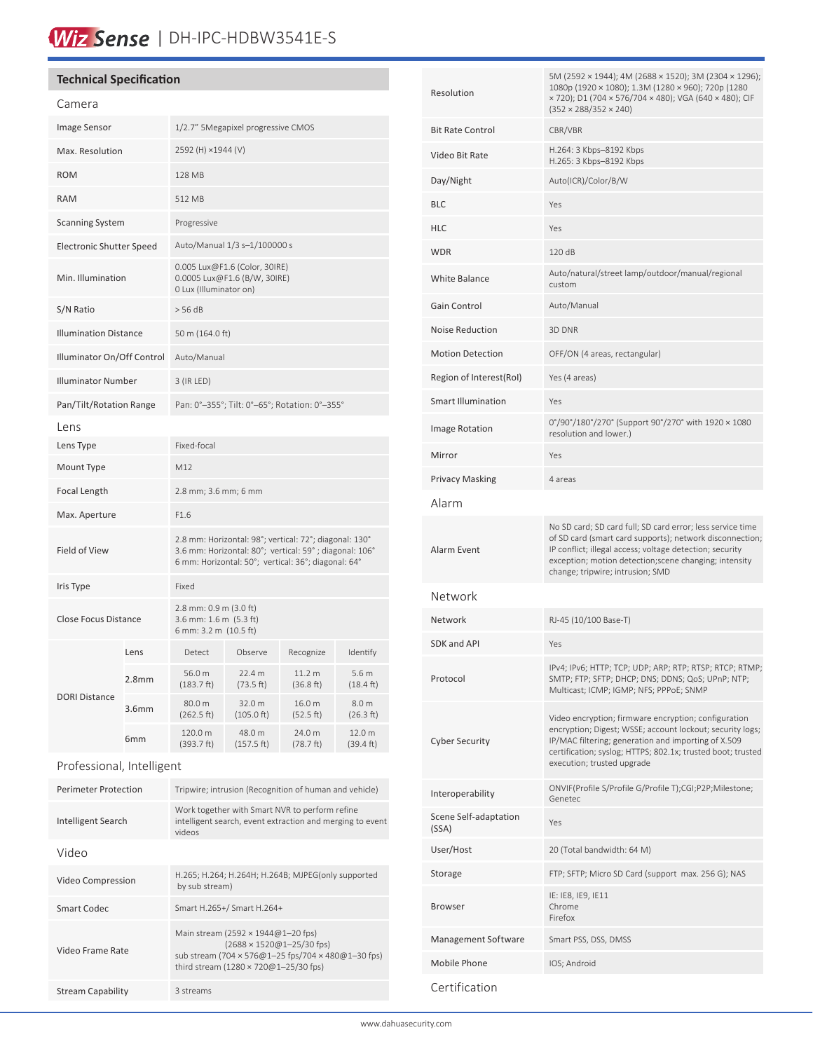# WizSense | DH-IPC-HDBW3541E-S

## Technical Specification

### Camera

| | |
|---|---|
| Image Sensor | 1/2.7" 5Megapixel progressive CMOS |
| Max. Resolution | 2592 (H) ×1944 (V) |
| ROM | 128 MB |
| RAM | 512 MB |
| Scanning System | Progressive |
| Electronic Shutter Speed | Auto/Manual 1/3 s–1/100000 s |
| Min. Illumination | 0.005 Lux@F1.6 (Color, 30IRE)<br>0.0005 Lux@F1.6 (B/W, 30IRE)<br>0 Lux (Illuminator on) |
| S/N Ratio | > 56 dB |
| Illumination Distance | 50 m (164.0 ft) |
| Illuminator On/Off Control | Auto/Manual |
| Illuminator Number | 3 (IR LED) |
| Pan/Tilt/Rotation Range | Pan: 0°–355°; Tilt: 0°–65°; Rotation: 0°–355° |

### Lens

| | |
|---|---|
| Lens Type | Fixed-focal |
| Mount Type | M12 |
| Focal Length | 2.8 mm; 3.6 mm; 6 mm |
| Max. Aperture | F1.6 |
| Field of View | 2.8 mm: Horizontal: 98°; vertical: 72°; diagonal: 130°<br>3.6 mm: Horizontal: 80°; vertical: 59° ; diagonal: 106°<br>6 mm: Horizontal: 50°; vertical: 36°; diagonal: 64° |
| Iris Type | Fixed |
| Close Focus Distance | 2.8 mm: 0.9 m (3.0 ft)<br>3.6 mm: 1.6 m (5.3 ft)<br>6 mm: 3.2 m (10.5 ft) |

| DORI Distance | Lens | Detect | Observe | Recognize | Identify |
|---|---|---|---|---|---|
| | 2.8mm | 56.0 m (183.7 ft) | 22.4 m (73.5 ft) | 11.2 m (36.8 ft) | 5.6 m (18.4 ft) |
| | 3.6mm | 80.0 m (262.5 ft) | 32.0 m (105.0 ft) | 16.0 m (52.5 ft) | 8.0 m (26.3 ft) |
| | 6mm | 120.0 m (393.7 ft) | 48.0 m (157.5 ft) | 24.0 m (78.7 ft) | 12.0 m (39.4 ft) |

### Professional, Intelligent

| | |
|---|---|
| Perimeter Protection | Tripwire; intrusion (Recognition of human and vehicle) |
| Intelligent Search | Work together with Smart NVR to perform refine intelligent search, event extraction and merging to event videos |

### Video

| | |
|---|---|
| Video Compression | H.265; H.264; H.264H; H.264B; MJPEG(only supported by sub stream) |
| Smart Codec | Smart H.265+/ Smart H.264+ |
| Video Frame Rate | Main stream (2592 × 1944@1–20 fps)<br>(2688 × 1520@1–25/30 fps)<br>sub stream (704 × 576@1–25 fps/704 × 480@1–30 fps)<br>third stream (1280 × 720@1–25/30 fps) |
| Stream Capability | 3 streams |
| Resolution | 5M (2592 × 1944); 4M (2688 × 1520); 3M (2304 × 1296); 1080p (1920 × 1080); 1.3M (1280 × 960); 720p (1280 × 720); D1 (704 × 576/704 × 480); VGA (640 × 480); CIF (352 × 288/352 × 240) |
| Bit Rate Control | CBR/VBR |
| Video Bit Rate | H.264: 3 Kbps–8192 Kbps<br>H.265: 3 Kbps–8192 Kbps |
| Day/Night | Auto(ICR)/Color/B/W |
| BLC | Yes |
| HLC | Yes |
| WDR | 120 dB |
| White Balance | Auto/natural/street lamp/outdoor/manual/regional custom |
| Gain Control | Auto/Manual |
| Noise Reduction | 3D DNR |
| Motion Detection | OFF/ON (4 areas, rectangular) |
| Region of Interest(RoI) | Yes (4 areas) |
| Smart Illumination | Yes |
| Image Rotation | 0°/90°/180°/270° (Support 90°/270° with 1920 × 1080 resolution and lower.) |
| Mirror | Yes |
| Privacy Masking | 4 areas |

### Alarm

| | |
|---|---|
| Alarm Event | No SD card; SD card full; SD card error; less service time of SD card (smart card supports); network disconnection; IP conflict; illegal access; voltage detection; security exception; motion detection;scene changing; intensity change; tripwire; intrusion; SMD |

### Network

| | |
|---|---|
| Network | RJ-45 (10/100 Base-T) |
| SDK and API | Yes |
| Protocol | IPv4; IPv6; HTTP; TCP; UDP; ARP; RTP; RTSP; RTCP; RTMP; SMTP; FTP; SFTP; DHCP; DNS; DDNS; QoS; UPnP; NTP; Multicast; ICMP; IGMP; NFS; PPPoE; SNMP |
| Cyber Security | Video encryption; firmware encryption; configuration encryption; Digest; WSSE; account lockout; security logs; IP/MAC filtering; generation and importing of X.509 certification; syslog; HTTPS; 802.1x; trusted boot; trusted execution; trusted upgrade |
| Interoperability | ONVIF(Profile S/Profile G/Profile T);CGI;P2P;Milestone; Genetec |
| Scene Self-adaptation (SSA) | Yes |
| User/Host | 20 (Total bandwidth: 64 M) |
| Storage | FTP; SFTP; Micro SD Card (support max. 256 G); NAS |
| Browser | IE: IE8, IE9, IE11<br>Chrome<br>Firefox |
| Management Software | Smart PSS, DSS, DMSS |
| Mobile Phone | IOS; Android |

### Certification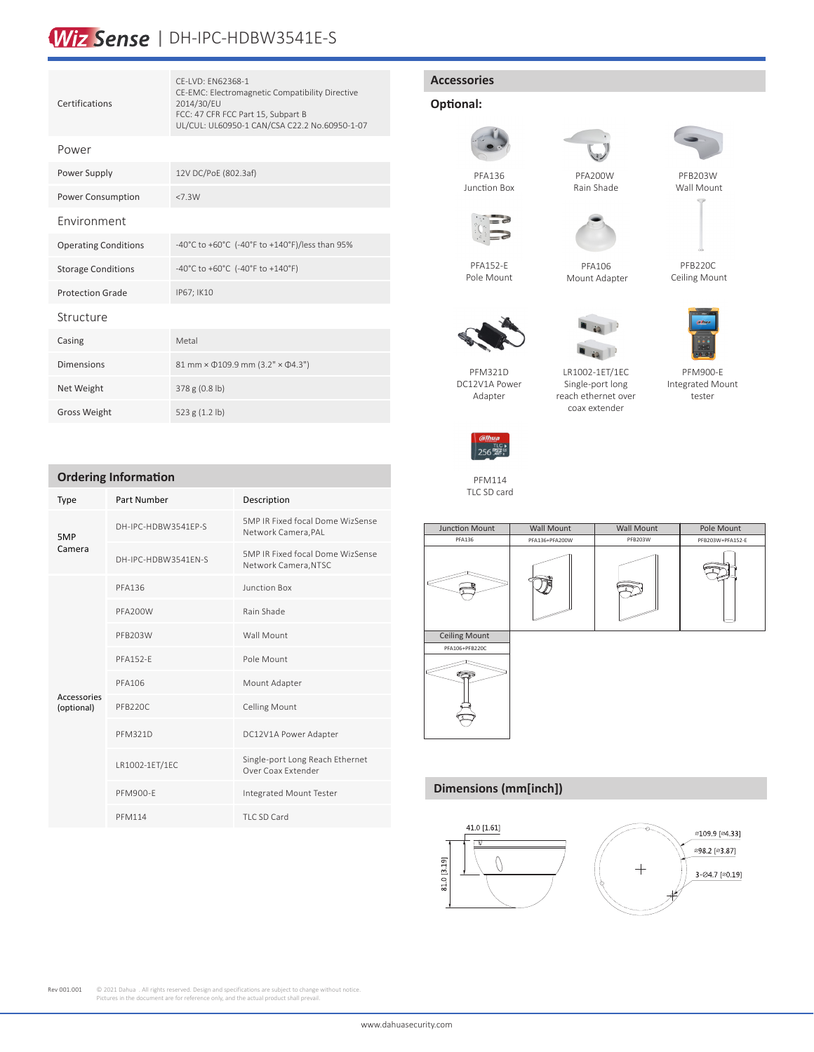# WizSense | DH-IPC-HDBW3541E-S

| | |
|---|---|
| Certifications | CE-LVD: EN62368-1<br>CE-EMC: Electromagnetic Compatibility Directive 2014/30/EU<br>FCC: 47 CFR FCC Part 15, Subpart B<br>UL/CUL: UL60950-1 CAN/CSA C22.2 No.60950-1-07 |
| **Power** | |
| Power Supply | 12V DC/PoE (802.3af) |
| Power Consumption | <7.3W |
| **Environment** | |
| Operating Conditions | -40°C to +60°C (-40°F to +140°F)/less than 95% |
| Storage Conditions | -40°C to +60°C (-40°F to +140°F) |
| Protection Grade | IP67; IK10 |
| **Structure** | |
| Casing | Metal |
| Dimensions | 81 mm × Φ109.9 mm (3.2" × Φ4.3") |
| Net Weight | 378 g (0.8 lb) |
| Gross Weight | 523 g (1.2 lb) |

## Ordering Information

| Type | Part Number | Description |
|---|---|---|
| 5MP Camera | DH-IPC-HDBW3541EP-S | 5MP IR Fixed focal Dome WizSense Network Camera,PAL |
| | DH-IPC-HDBW3541EN-S | 5MP IR Fixed focal Dome WizSense Network Camera,NTSC |
| Accessories (optional) | PFA136 | Junction Box |
| | PFA200W | Rain Shade |
| | PFB203W | Wall Mount |
| | PFA152-E | Pole Mount |
| | PFA106 | Mount Adapter |
| | PFB220C | Celling Mount |
| | PFM321D | DC12V1A Power Adapter |
| | LR1002-1ET/1EC | Single-port Long Reach Ethernet Over Coax Extender |
| | PFM900-E | Integrated Mount Tester |
| | PFM114 | TLC SD Card |

## Accessories

### Optional:

PFA136
Junction Box

PFA200W
Rain Shade

PFB203W
Wall Mount

PFA152-E
Pole Mount

PFA106
Mount Adapter

PFB220C
Ceiling Mount

PFM321D
DC12V1A Power Adapter

LR1002-1ET/1EC
Single-port long reach ethernet over coax extender

PFM900-E
Integrated Mount tester

PFM114
TLC SD card

Junction Mount
PFA136

Wall Mount
PFA136+PFA200W

Wall Mount
PFB203W

Pole Mount
PFB203W+PFA152-E

Ceiling Mount
PFA106+PFB220C

## Dimensions (mm[inch])

41.0 [1.61]
81.0 [3.19]
⌀109.9 [⌀4.33]
⌀98.2 [⌀3.87]
3-⌀4.7 [⌀0.19]

Rev 001.001 © 2021 Dahua . All rights reserved. Design and specifications are subject to change without notice.
Pictures in the document are for reference only, and the actual product shall prevail.

www.dahuasecurity.com